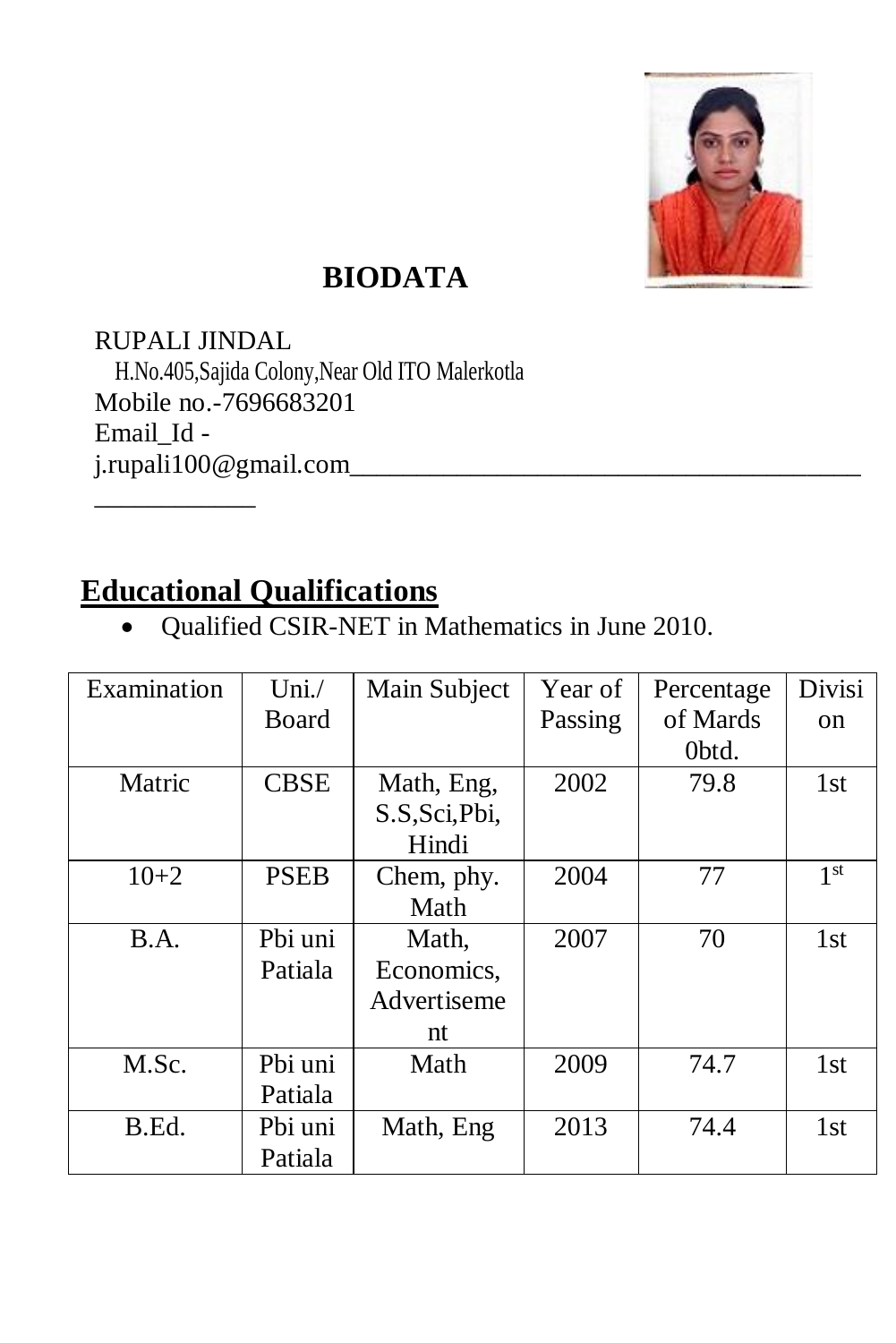# BIODATA

RUPALI JINDAL
H.No.405,Sajida Colony,Near Old ITO Malerkotla
Mobile no.-7696683201
Email_Id - j.rupali100@gmail.com

---

## Educational Qualifications

- Qualified CSIR-NET in Mathematics in June 2010.

| Examination | Uni./ Board | Main Subject | Year of Passing | Percentage of Mards 0btd. | Division |
|---|---|---|---|---|---|
| Matric | CBSE | Math, Eng, S.S,Sci,Pbi, Hindi | 2002 | 79.8 | 1st |
| 10+2 | PSEB | Chem, phy. Math | 2004 | 77 | 1st |
| B.A. | Pbi uni Patiala | Math, Economics, Advertisement | 2007 | 70 | 1st |
| M.Sc. | Pbi uni Patiala | Math | 2009 | 74.7 | 1st |
| B.Ed. | Pbi uni Patiala | Math, Eng | 2013 | 74.4 | 1st |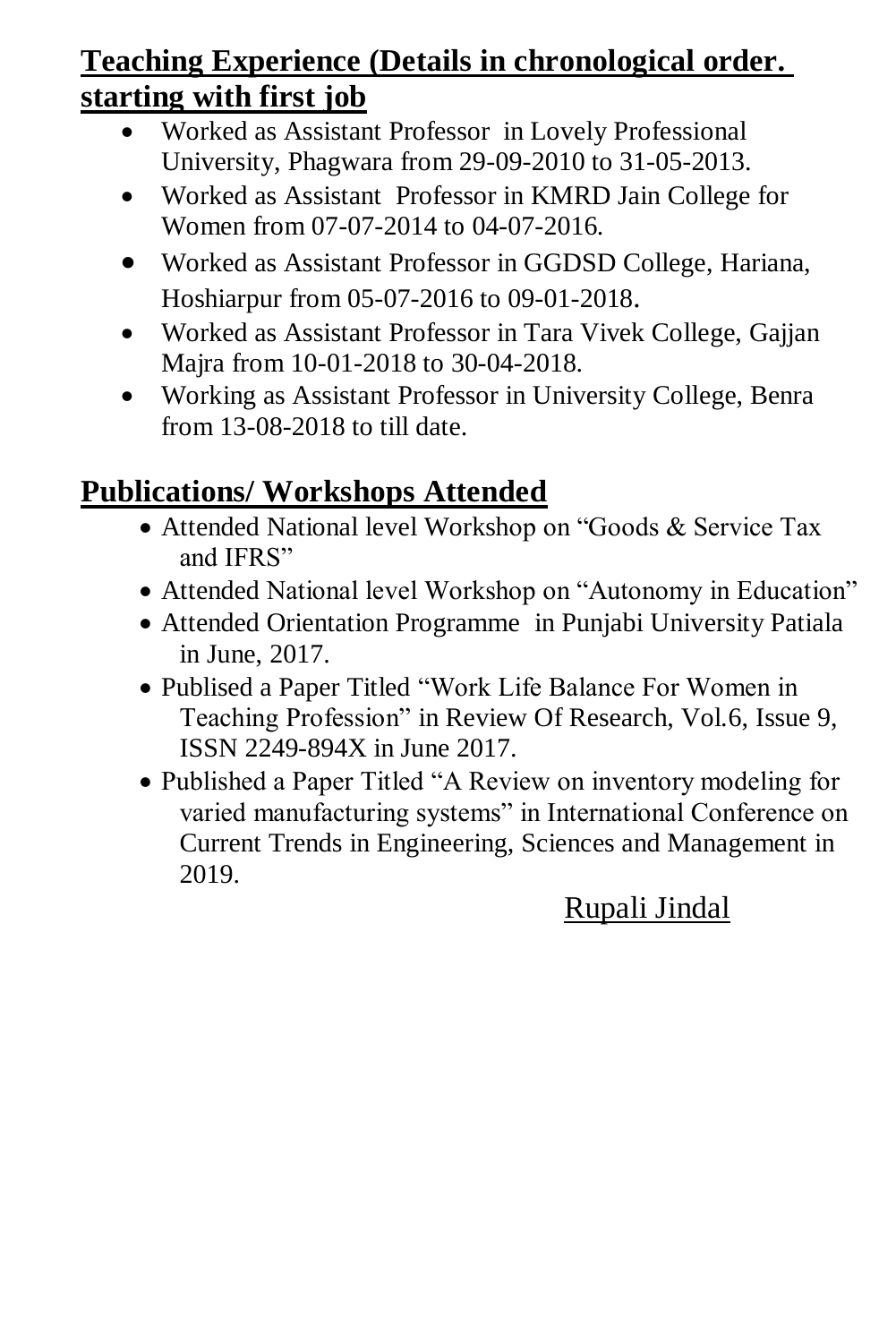## Teaching Experience (Details in chronological order. starting with first job

- Worked as Assistant Professor in Lovely Professional University, Phagwara from 29-09-2010 to 31-05-2013.
- Worked as Assistant Professor in KMRD Jain College for Women from 07-07-2014 to 04-07-2016.
- Worked as Assistant Professor in GGDSD College, Hariana, Hoshiarpur from 05-07-2016 to 09-01-2018.
- Worked as Assistant Professor in Tara Vivek College, Gajjan Majra from 10-01-2018 to 30-04-2018.
- Working as Assistant Professor in University College, Benra from 13-08-2018 to till date.

## Publications/ Workshops Attended

- Attended National level Workshop on "Goods & Service Tax and IFRS"
- Attended National level Workshop on "Autonomy in Education"
- Attended Orientation Programme in Punjabi University Patiala in June, 2017.
- Publised a Paper Titled "Work Life Balance For Women in Teaching Profession" in Review Of Research, Vol.6, Issue 9, ISSN 2249-894X in June 2017.
- Published a Paper Titled "A Review on inventory modeling for varied manufacturing systems" in International Conference on Current Trends in Engineering, Sciences and Management in 2019.

Rupali Jindal